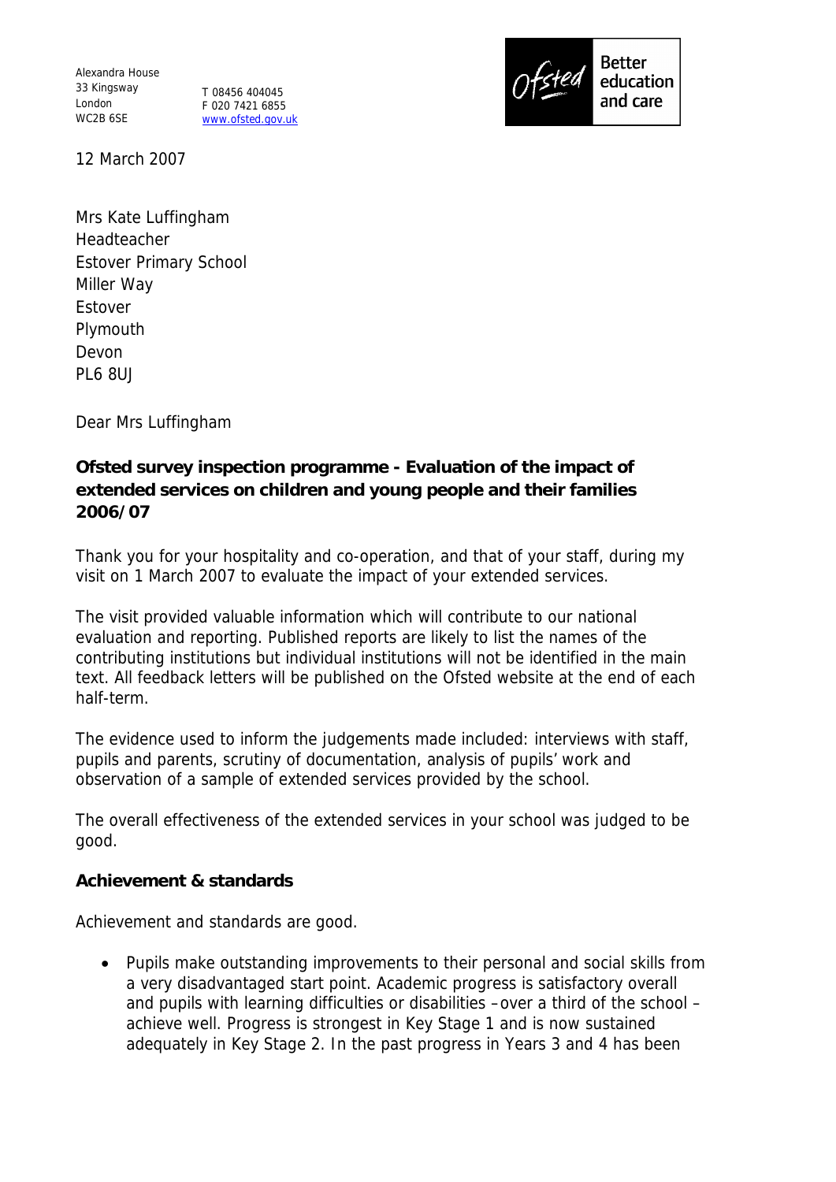Alexandra House
33 Kingsway
London
WC2B 6SE

T 08456 404045
F 020 7421 6855
www.ofsted.gov.uk

Ofsted Better education and care

12 March 2007

Mrs Kate Luffingham
Headteacher
Estover Primary School
Miller Way
Estover
Plymouth
Devon
PL6 8UJ

Dear Mrs Luffingham

**Ofsted survey inspection programme - Evaluation of the impact of extended services on children and young people and their families 2006/07**

Thank you for your hospitality and co-operation, and that of your staff, during my visit on 1 March 2007 to evaluate the impact of your extended services.

The visit provided valuable information which will contribute to our national evaluation and reporting. Published reports are likely to list the names of the contributing institutions but individual institutions will not be identified in the main text. All feedback letters will be published on the Ofsted website at the end of each half-term.

The evidence used to inform the judgements made included: interviews with staff, pupils and parents, scrutiny of documentation, analysis of pupils' work and observation of a sample of extended services provided by the school.

The overall effectiveness of the extended services in your school was judged to be good.

**Achievement & standards**

Achievement and standards are good.

- Pupils make outstanding improvements to their personal and social skills from a very disadvantaged start point. Academic progress is satisfactory overall and pupils with learning difficulties or disabilities – over a third of the school – achieve well. Progress is strongest in Key Stage 1 and is now sustained adequately in Key Stage 2. In the past progress in Years 3 and 4 has been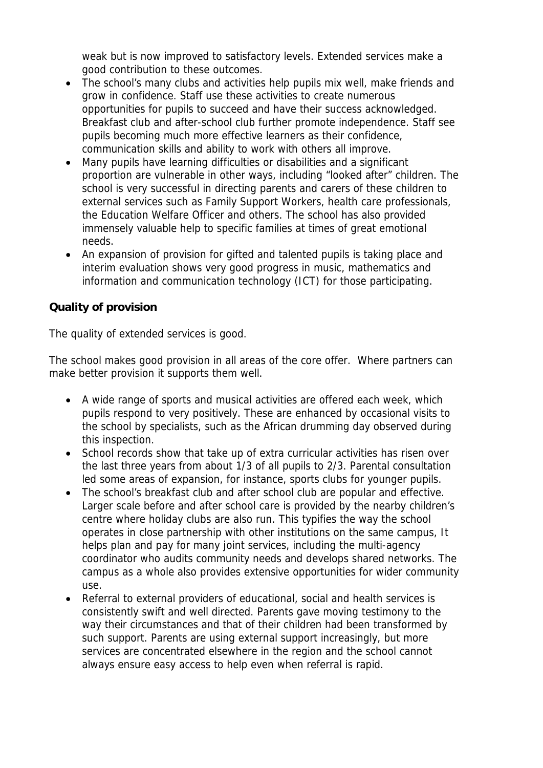weak but is now improved to satisfactory levels. Extended services make a good contribution to these outcomes.

- The school's many clubs and activities help pupils mix well, make friends and grow in confidence. Staff use these activities to create numerous opportunities for pupils to succeed and have their success acknowledged. Breakfast club and after-school club further promote independence. Staff see pupils becoming much more effective learners as their confidence, communication skills and ability to work with others all improve.
- Many pupils have learning difficulties or disabilities and a significant proportion are vulnerable in other ways, including "looked after" children. The school is very successful in directing parents and carers of these children to external services such as Family Support Workers, health care professionals, the Education Welfare Officer and others. The school has also provided immensely valuable help to specific families at times of great emotional needs.
- An expansion of provision for gifted and talented pupils is taking place and interim evaluation shows very good progress in music, mathematics and information and communication technology (ICT) for those participating.

**Quality of provision**

The quality of extended services is good.

The school makes good provision in all areas of the core offer. Where partners can make better provision it supports them well.

- A wide range of sports and musical activities are offered each week, which pupils respond to very positively. These are enhanced by occasional visits to the school by specialists, such as the African drumming day observed during this inspection.
- School records show that take up of extra curricular activities has risen over the last three years from about 1/3 of all pupils to 2/3. Parental consultation led some areas of expansion, for instance, sports clubs for younger pupils.
- The school's breakfast club and after school club are popular and effective. Larger scale before and after school care is provided by the nearby children's centre where holiday clubs are also run. This typifies the way the school operates in close partnership with other institutions on the same campus, It helps plan and pay for many joint services, including the multi-agency coordinator who audits community needs and develops shared networks. The campus as a whole also provides extensive opportunities for wider community use.
- Referral to external providers of educational, social and health services is consistently swift and well directed. Parents gave moving testimony to the way their circumstances and that of their children had been transformed by such support. Parents are using external support increasingly, but more services are concentrated elsewhere in the region and the school cannot always ensure easy access to help even when referral is rapid.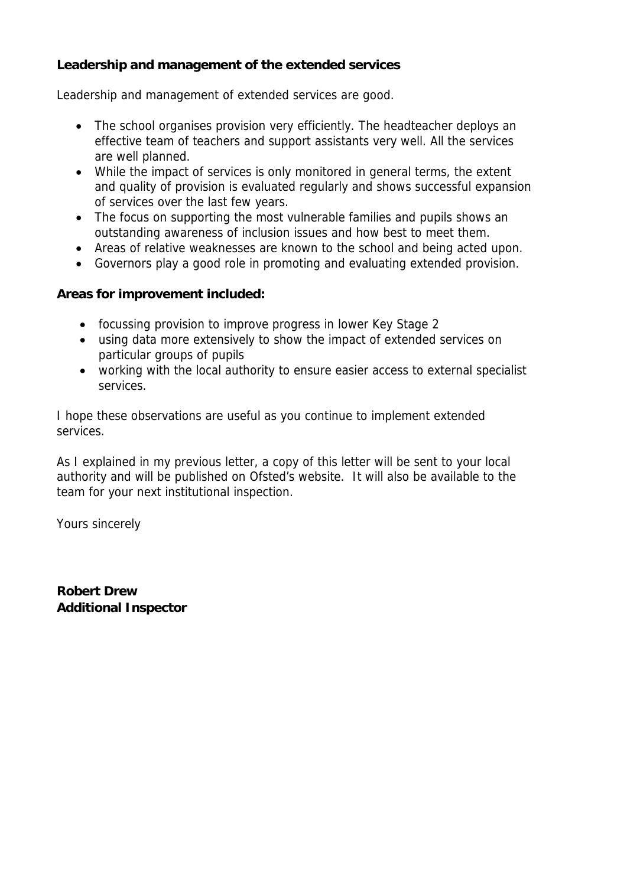## Leadership and management of the extended services

Leadership and management of extended services are good.

- The school organises provision very efficiently. The headteacher deploys an effective team of teachers and support assistants very well. All the services are well planned.
- While the impact of services is only monitored in general terms, the extent and quality of provision is evaluated regularly and shows successful expansion of services over the last few years.
- The focus on supporting the most vulnerable families and pupils shows an outstanding awareness of inclusion issues and how best to meet them.
- Areas of relative weaknesses are known to the school and being acted upon.
- Governors play a good role in promoting and evaluating extended provision.

## Areas for improvement included:

- focussing provision to improve progress in lower Key Stage 2
- using data more extensively to show the impact of extended services on particular groups of pupils
- working with the local authority to ensure easier access to external specialist services.

I hope these observations are useful as you continue to implement extended services.

As I explained in my previous letter, a copy of this letter will be sent to your local authority and will be published on Ofsted's website. It will also be available to the team for your next institutional inspection.

Yours sincerely

**Robert Drew**
**Additional Inspector**